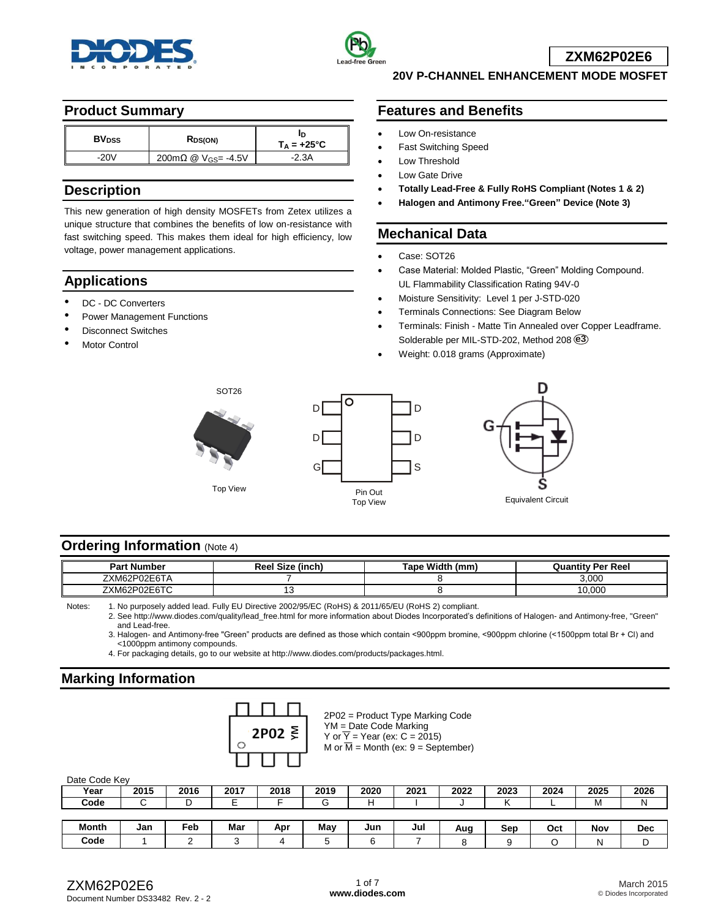# ZXM62P02E6

## 20V P-CHANNEL ENHANCEMENT MODE MOSFET

## Product Summary

| $BV_{DSS}$ | $R_{DS(ON)}$ | $I_D$ $T_A$ = +25°C |
|---|---|---|
| -20V | 200mΩ @ $V_{GS}$= -4.5V | -2.3A |

## Description

This new generation of high density MOSFETs from Zetex utilizes a unique structure that combines the benefits of low on-resistance with fast switching speed. This makes them ideal for high efficiency, low voltage, power management applications.

## Applications

- DC - DC Converters
- Power Management Functions
- Disconnect Switches
- Motor Control

## Features and Benefits

- Low On-resistance
- Fast Switching Speed
- Low Threshold
- Low Gate Drive
- **Totally Lead-Free & Fully RoHS Compliant (Notes 1 & 2)**
- **Halogen and Antimony Free."Green" Device (Note 3)**

## Mechanical Data

- Case: SOT26
- Case Material: Molded Plastic, "Green" Molding Compound. UL Flammability Classification Rating 94V-0
- Moisture Sensitivity: Level 1 per J-STD-020
- Terminals Connections: See Diagram Below
- Terminals: Finish - Matte Tin Annealed over Copper Leadframe. Solderable per MIL-STD-202, Method 208 (e3)
- Weight: 0.018 grams (Approximate)

SOT26

Top View

D D G | D D S

Pin Out
Top View

Equivalent Circuit

## Ordering Information (Note 4)

| Part Number | Reel Size (inch) | Tape Width (mm) | Quantity Per Reel |
|---|---|---|---|
| ZXM62P02E6TA | 7 | 8 | 3,000 |
| ZXM62P02E6TC | 13 | 8 | 10,000 |

Notes:
1. No purposely added lead. Fully EU Directive 2002/95/EC (RoHS) & 2011/65/EU (RoHS 2) compliant.
2. See http://www.diodes.com/quality/lead_free.html for more information about Diodes Incorporated's definitions of Halogen- and Antimony-free, "Green" and Lead-free.
3. Halogen- and Antimony-free "Green" products are defined as those which contain <900ppm bromine, <900ppm chlorine (<1500ppm total Br + Cl) and <1000ppm antimony compounds.
4. For packaging details, go to our website at http://www.diodes.com/products/packages.html.

## Marking Information

2P02 YM

2P02 = Product Type Marking Code
YM = Date Code Marking
Y or $\overline{Y}$ = Year (ex: C = 2015)
M or $\overline{M}$ = Month (ex: 9 = September)

Date Code Key

| Year | 2015 | 2016 | 2017 | 2018 | 2019 | 2020 | 2021 | 2022 | 2023 | 2024 | 2025 | 2026 |
|---|---|---|---|---|---|---|---|---|---|---|---|---|
| Code | C | D | E | F | G | H | I | J | K | L | M | N |

| Month | Jan | Feb | Mar | Apr | May | Jun | Jul | Aug | Sep | Oct | Nov | Dec |
|---|---|---|---|---|---|---|---|---|---|---|---|---|
| Code | 1 | 2 | 3 | 4 | 5 | 6 | 7 | 8 | 9 | O | N | D |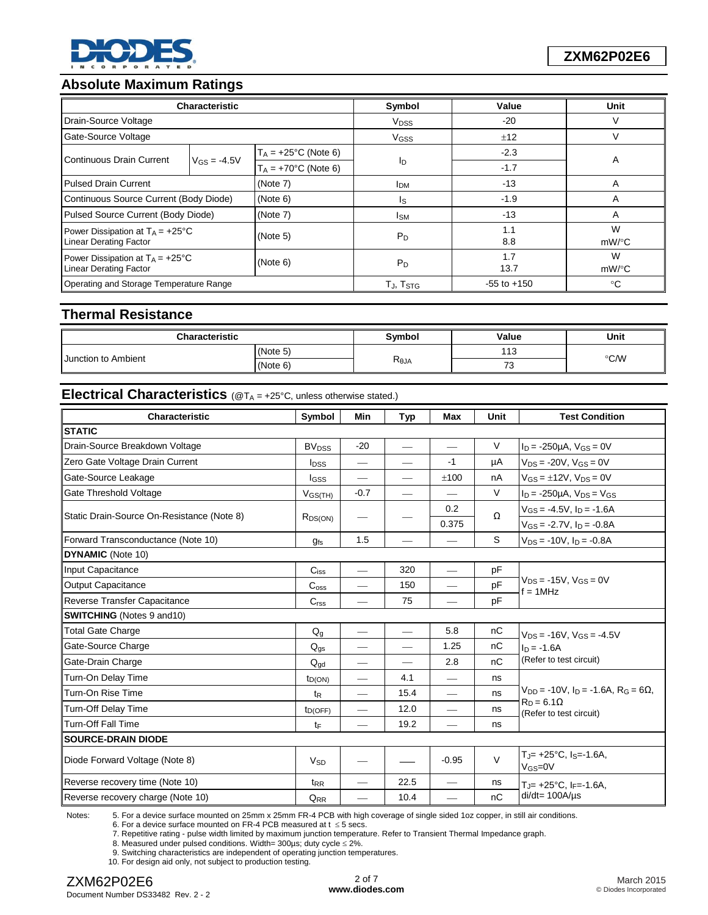## Absolute Maximum Ratings

| Characteristic | | | Symbol | Value | Unit |
|---|---|---|---|---|---|
| Drain-Source Voltage | | | $V_{DSS}$ | -20 | V |
| Gate-Source Voltage | | | $V_{GSS}$ | ±12 | V |
| Continuous Drain Current | $V_{GS}$ = -4.5V | $T_A$ = +25°C (Note 6) | $I_D$ | -2.3 | A |
| | | $T_A$ = +70°C (Note 6) | | -1.7 | |
| Pulsed Drain Current | | (Note 7) | $I_{DM}$ | -13 | A |
| Continuous Source Current (Body Diode) | | (Note 6) | $I_S$ | -1.9 | A |
| Pulsed Source Current (Body Diode) | | (Note 7) | $I_{SM}$ | -13 | A |
| Power Dissipation at $T_A$ = +25°C<br>Linear Derating Factor | | (Note 5) | $P_D$ | 1.1<br>8.8 | W<br>mW/°C |
| Power Dissipation at $T_A$ = +25°C<br>Linear Derating Factor | | (Note 6) | $P_D$ | 1.7<br>13.7 | W<br>mW/°C |
| Operating and Storage Temperature Range | | | $T_J$, $T_{STG}$ | -55 to +150 | °C |

## Thermal Resistance

| Characteristic | | Symbol | Value | Unit |
|---|---|---|---|---|
| Junction to Ambient | (Note 5) | $R_{\theta JA}$ | 113 | °C/W |
| | (Note 6) | | 73 | |

## Electrical Characteristics (@$T_A$ = +25°C, unless otherwise stated.)

| Characteristic | Symbol | Min | Typ | Max | Unit | Test Condition |
|---|---|---|---|---|---|---|
| **STATIC** | | | | | | |
| Drain-Source Breakdown Voltage | $BV_{DSS}$ | -20 | — | — | V | $I_D$ = -250µA, $V_{GS}$ = 0V |
| Zero Gate Voltage Drain Current | $I_{DSS}$ | — | — | -1 | µA | $V_{DS}$ = -20V, $V_{GS}$ = 0V |
| Gate-Source Leakage | $I_{GSS}$ | — | — | ±100 | nA | $V_{GS}$ = ±12V, $V_{DS}$ = 0V |
| Gate Threshold Voltage | $V_{GS(TH)}$ | -0.7 | — | — | V | $I_D$ = -250µA, $V_{DS}$ = $V_{GS}$ |
| Static Drain-Source On-Resistance (Note 8) | $R_{DS(ON)}$ | — | — | 0.2 | Ω | $V_{GS}$ = -4.5V, $I_D$ = -1.6A |
| | | | | 0.375 | | $V_{GS}$ = -2.7V, $I_D$ = -0.8A |
| Forward Transconductance (Note 10) | $g_{fs}$ | 1.5 | — | — | S | $V_{DS}$ = -10V, $I_D$ = -0.8A |
| **DYNAMIC** (Note 10) | | | | | | |
| Input Capacitance | $C_{iss}$ | — | 320 | — | pF | $V_{DS}$ = -15V, $V_{GS}$ = 0V<br>f = 1MHz |
| Output Capacitance | $C_{oss}$ | — | 150 | — | pF | |
| Reverse Transfer Capacitance | $C_{rss}$ | — | 75 | — | pF | |
| **SWITCHING** (Notes 9 and10) | | | | | | |
| Total Gate Charge | $Q_g$ | — | — | 5.8 | nC | $V_{DS}$ = -16V, $V_{GS}$ = -4.5V<br>$I_D$ = -1.6A<br>(Refer to test circuit) |
| Gate-Source Charge | $Q_{gs}$ | — | — | 1.25 | nC | |
| Gate-Drain Charge | $Q_{gd}$ | — | — | 2.8 | nC | |
| Turn-On Delay Time | $t_{D(ON)}$ | — | 4.1 | — | ns | $V_{DD}$ = -10V, $I_D$ = -1.6A, $R_G$ = 6Ω,<br>$R_D$ = 6.1Ω<br>(Refer to test circuit) |
| Turn-On Rise Time | $t_R$ | — | 15.4 | — | ns | |
| Turn-Off Delay Time | $t_{D(OFF)}$ | — | 12.0 | — | ns | |
| Turn-Off Fall Time | $t_F$ | — | 19.2 | — | ns | |
| **SOURCE-DRAIN DIODE** | | | | | | |
| Diode Forward Voltage (Note 8) | $V_{SD}$ | — | — | -0.95 | V | $T_J$= +25°C, $I_S$=-1.6A, $V_{GS}$=0V |
| Reverse recovery time (Note 10) | $t_{RR}$ | — | 22.5 | — | ns | $T_J$= +25°C, $I_F$=-1.6A,<br>di/dt= 100A/µs |
| Reverse recovery charge (Note 10) | $Q_{RR}$ | — | 10.4 | — | nC | |

Notes:
5. For a device surface mounted on 25mm x 25mm FR-4 PCB with high coverage of single sided 1oz copper, in still air conditions.
6. For a device surface mounted on FR-4 PCB measured at t ≤ 5 secs.
7. Repetitive rating - pulse width limited by maximum junction temperature. Refer to Transient Thermal Impedance graph.
8. Measured under pulsed conditions. Width= 300µs; duty cycle ≤ 2%.
9. Switching characteristics are independent of operating junction temperatures.
10. For design aid only, not subject to production testing.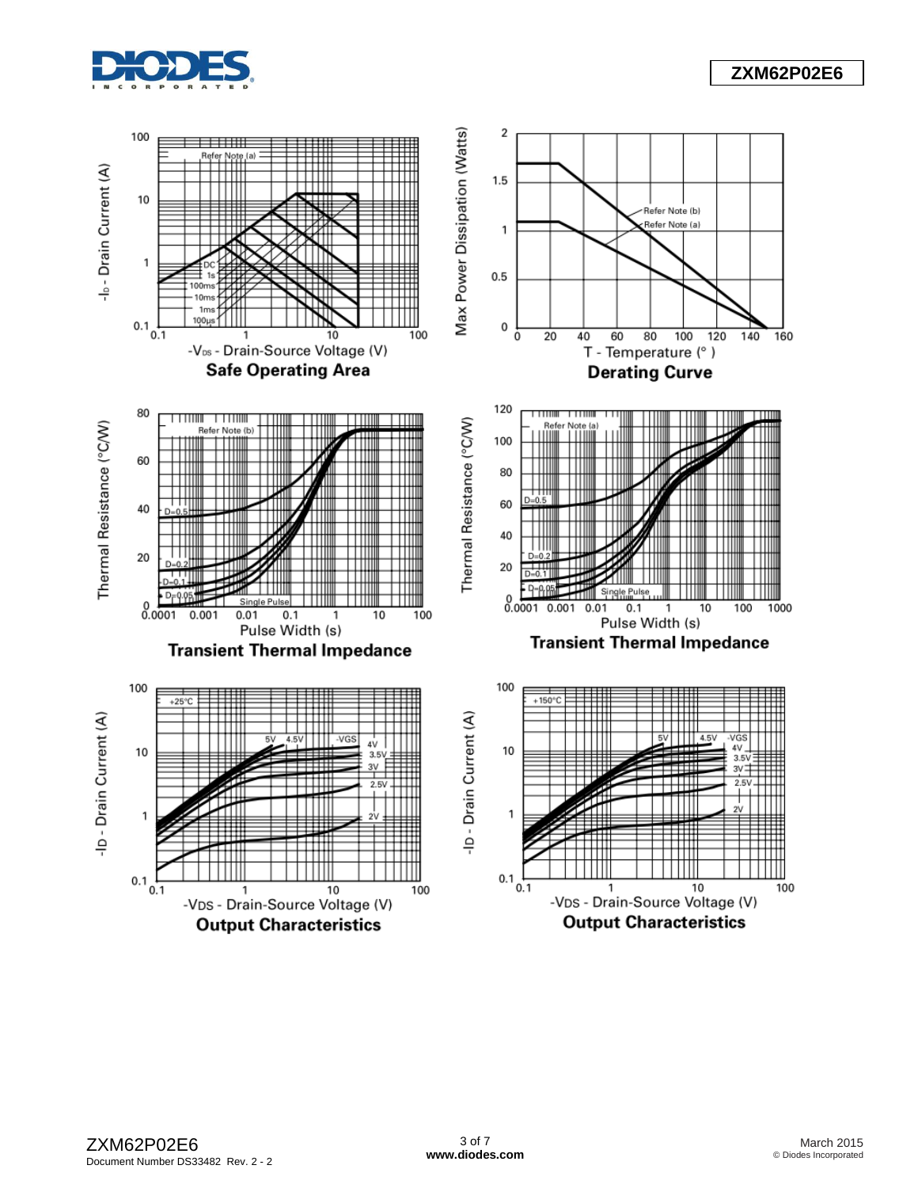**Safe Operating Area**

**Derating Curve**

**Transient Thermal Impedance**

**Transient Thermal Impedance**

**Output Characteristics**

**Output Characteristics**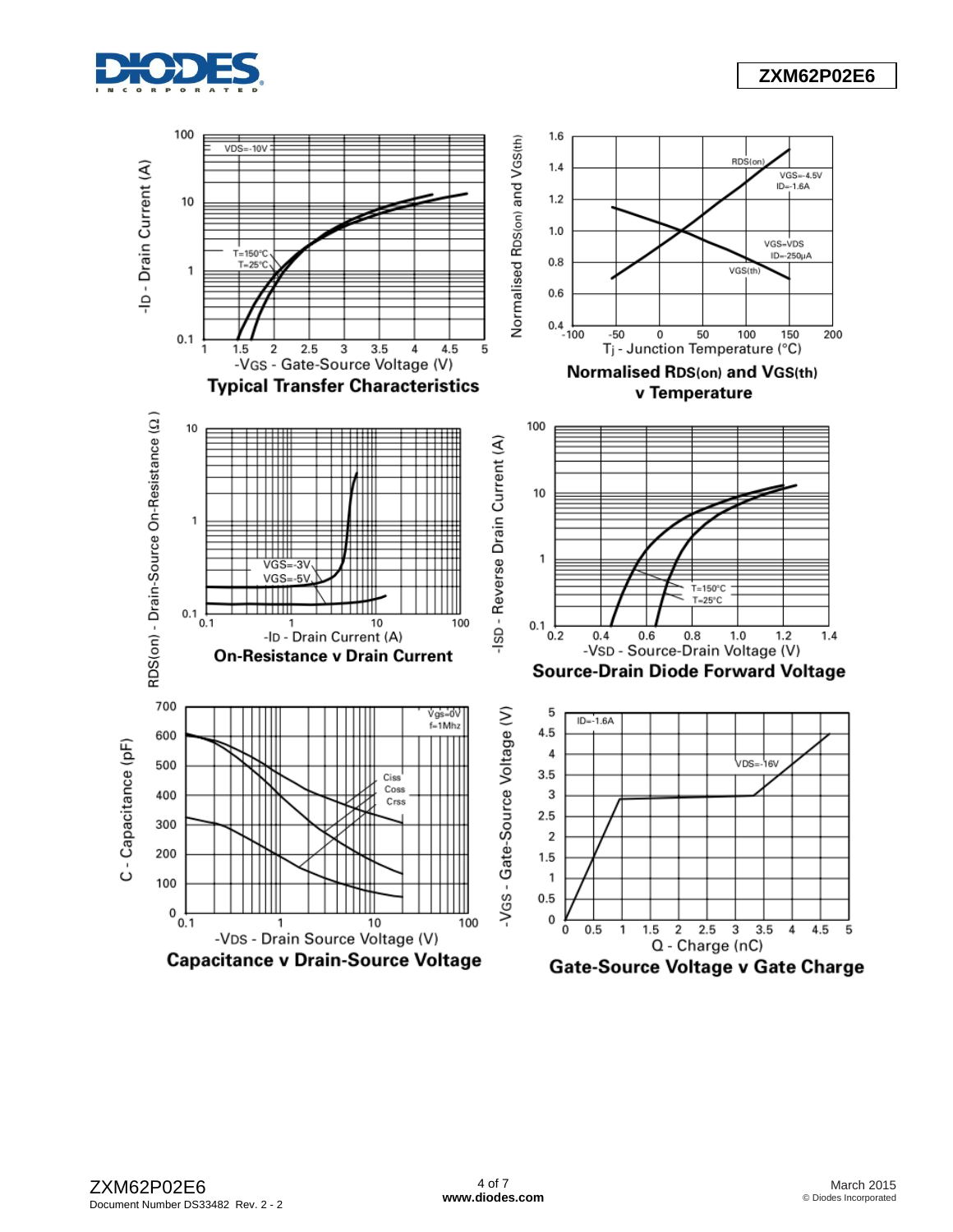**Typical Transfer Characteristics**

**Normalised RDS(on) and VGS(th) v Temperature**

**On-Resistance v Drain Current**

**Source-Drain Diode Forward Voltage**

**Capacitance v Drain-Source Voltage**

**Gate-Source Voltage v Gate Charge**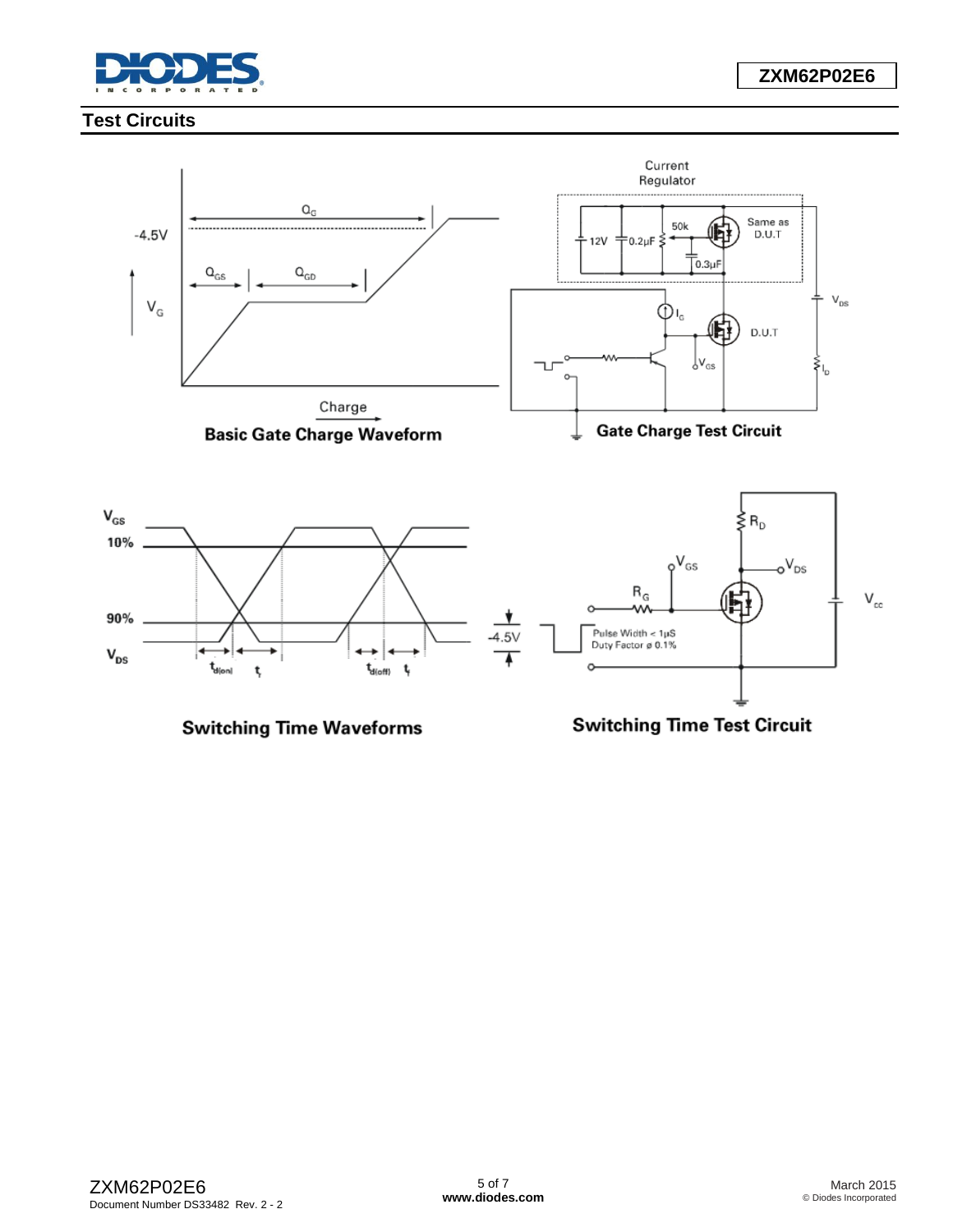## Test Circuits

Basic Gate Charge Waveform

Gate Charge Test Circuit

Switching Time Waveforms

Switching Time Test Circuit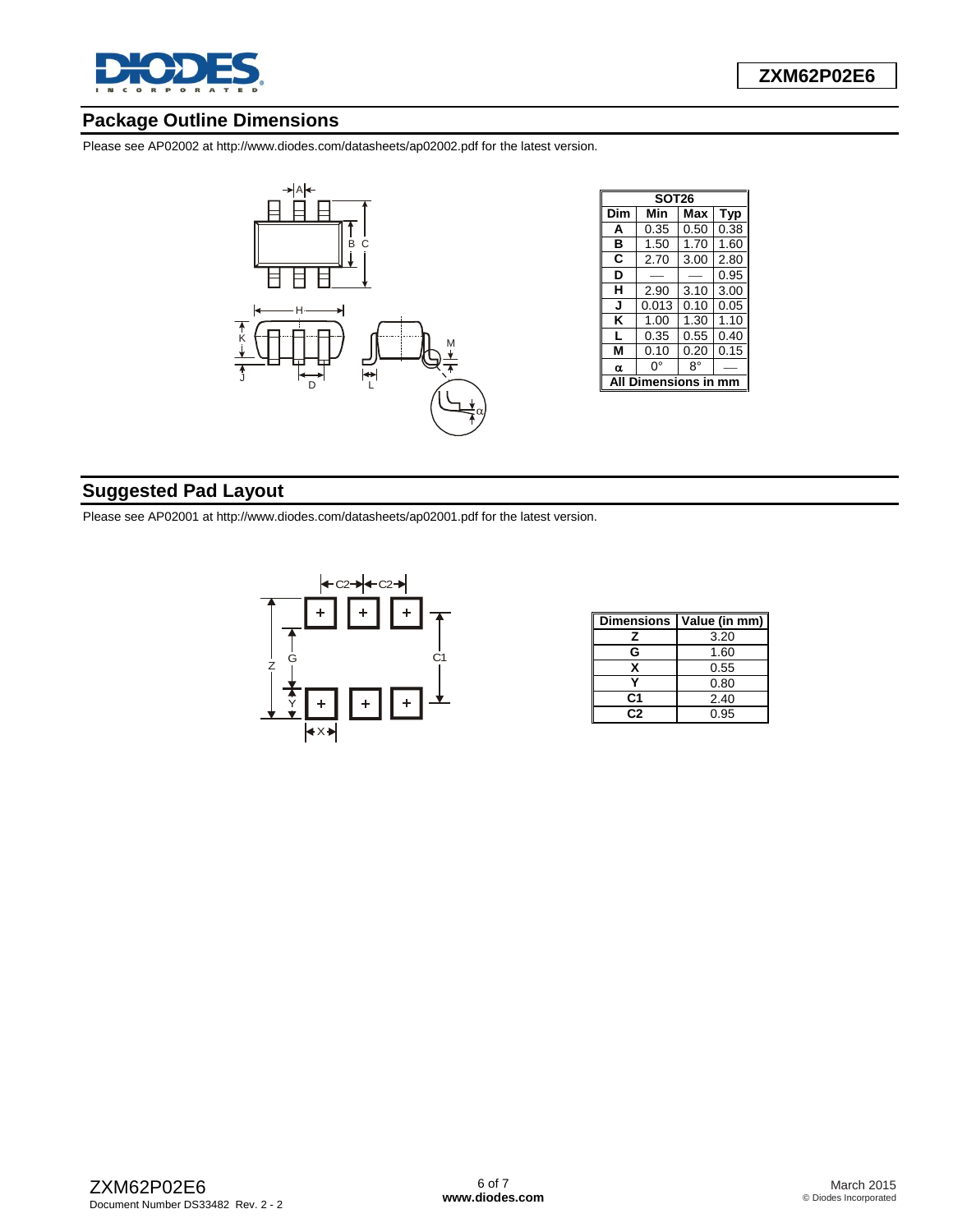## Package Outline Dimensions

Please see AP02002 at http://www.diodes.com/datasheets/ap02002.pdf for the latest version.

| SOT26 | | | |
|---|---|---|---|
| Dim | Min | Max | Typ |
| A | 0.35 | 0.50 | 0.38 |
| B | 1.50 | 1.70 | 1.60 |
| C | 2.70 | 3.00 | 2.80 |
| D | — | — | 0.95 |
| H | 2.90 | 3.10 | 3.00 |
| J | 0.013 | 0.10 | 0.05 |
| K | 1.00 | 1.30 | 1.10 |
| L | 0.35 | 0.55 | 0.40 |
| M | 0.10 | 0.20 | 0.15 |
| α | 0° | 8° | — |
| All Dimensions in mm | | | |

## Suggested Pad Layout

Please see AP02001 at http://www.diodes.com/datasheets/ap02001.pdf for the latest version.

| Dimensions | Value (in mm) |
|---|---|
| Z | 3.20 |
| G | 1.60 |
| X | 0.55 |
| Y | 0.80 |
| C1 | 2.40 |
| C2 | 0.95 |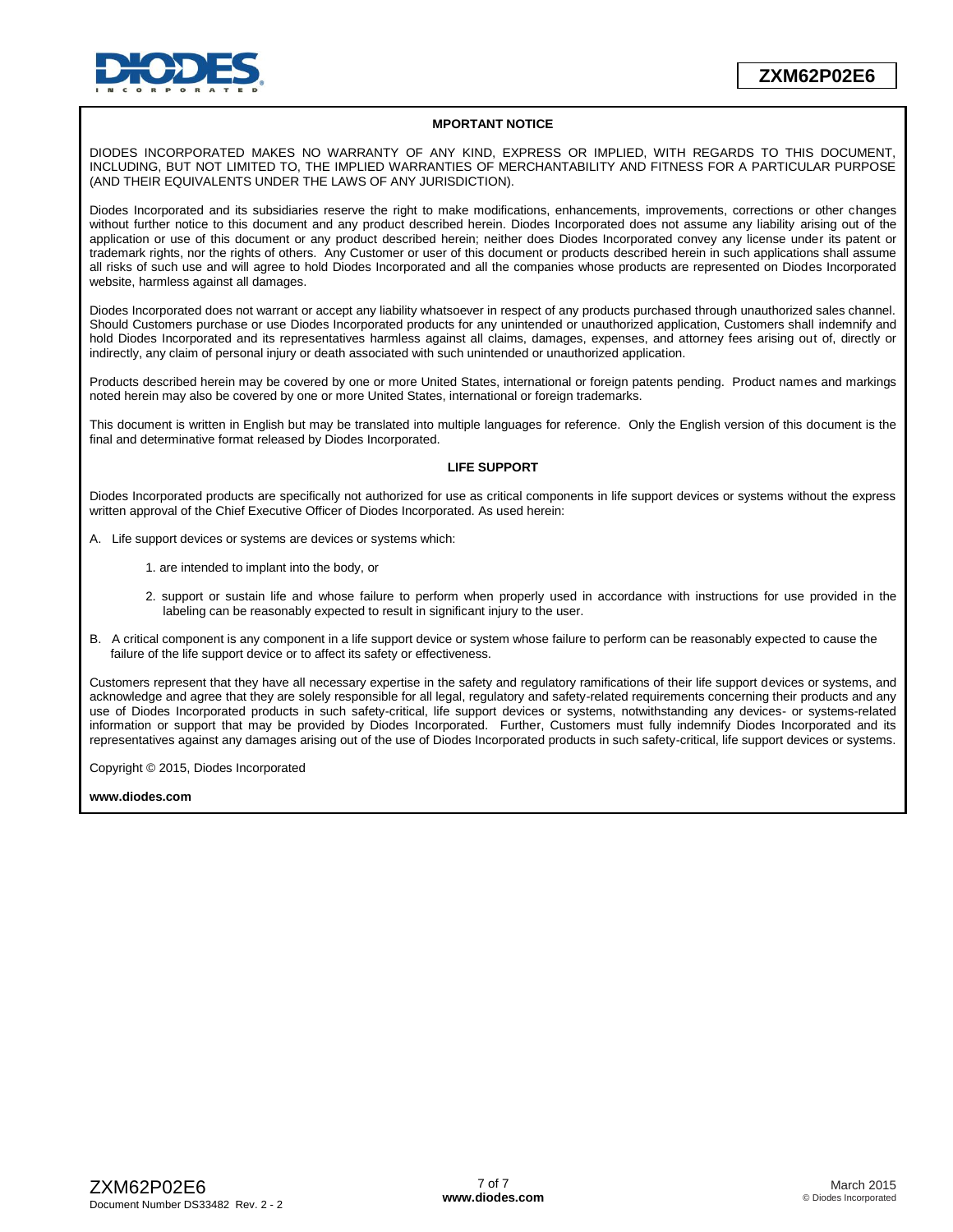## MPORTANT NOTICE

DIODES INCORPORATED MAKES NO WARRANTY OF ANY KIND, EXPRESS OR IMPLIED, WITH REGARDS TO THIS DOCUMENT, INCLUDING, BUT NOT LIMITED TO, THE IMPLIED WARRANTIES OF MERCHANTABILITY AND FITNESS FOR A PARTICULAR PURPOSE (AND THEIR EQUIVALENTS UNDER THE LAWS OF ANY JURISDICTION).

Diodes Incorporated and its subsidiaries reserve the right to make modifications, enhancements, improvements, corrections or other changes without further notice to this document and any product described herein. Diodes Incorporated does not assume any liability arising out of the application or use of this document or any product described herein; neither does Diodes Incorporated convey any license under its patent or trademark rights, nor the rights of others. Any Customer or user of this document or products described herein in such applications shall assume all risks of such use and will agree to hold Diodes Incorporated and all the companies whose products are represented on Diodes Incorporated website, harmless against all damages.

Diodes Incorporated does not warrant or accept any liability whatsoever in respect of any products purchased through unauthorized sales channel. Should Customers purchase or use Diodes Incorporated products for any unintended or unauthorized application, Customers shall indemnify and hold Diodes Incorporated and its representatives harmless against all claims, damages, expenses, and attorney fees arising out of, directly or indirectly, any claim of personal injury or death associated with such unintended or unauthorized application.

Products described herein may be covered by one or more United States, international or foreign patents pending. Product names and markings noted herein may also be covered by one or more United States, international or foreign trademarks.

This document is written in English but may be translated into multiple languages for reference. Only the English version of this document is the final and determinative format released by Diodes Incorporated.

## LIFE SUPPORT

Diodes Incorporated products are specifically not authorized for use as critical components in life support devices or systems without the express written approval of the Chief Executive Officer of Diodes Incorporated. As used herein:

A. Life support devices or systems are devices or systems which:

1. are intended to implant into the body, or
2. support or sustain life and whose failure to perform when properly used in accordance with instructions for use provided in the labeling can be reasonably expected to result in significant injury to the user.

B. A critical component is any component in a life support device or system whose failure to perform can be reasonably expected to cause the failure of the life support device or to affect its safety or effectiveness.

Customers represent that they have all necessary expertise in the safety and regulatory ramifications of their life support devices or systems, and acknowledge and agree that they are solely responsible for all legal, regulatory and safety-related requirements concerning their products and any use of Diodes Incorporated products in such safety-critical, life support devices or systems, notwithstanding any devices- or systems-related information or support that may be provided by Diodes Incorporated. Further, Customers must fully indemnify Diodes Incorporated and its representatives against any damages arising out of the use of Diodes Incorporated products in such safety-critical, life support devices or systems.

Copyright © 2015, Diodes Incorporated

**www.diodes.com**